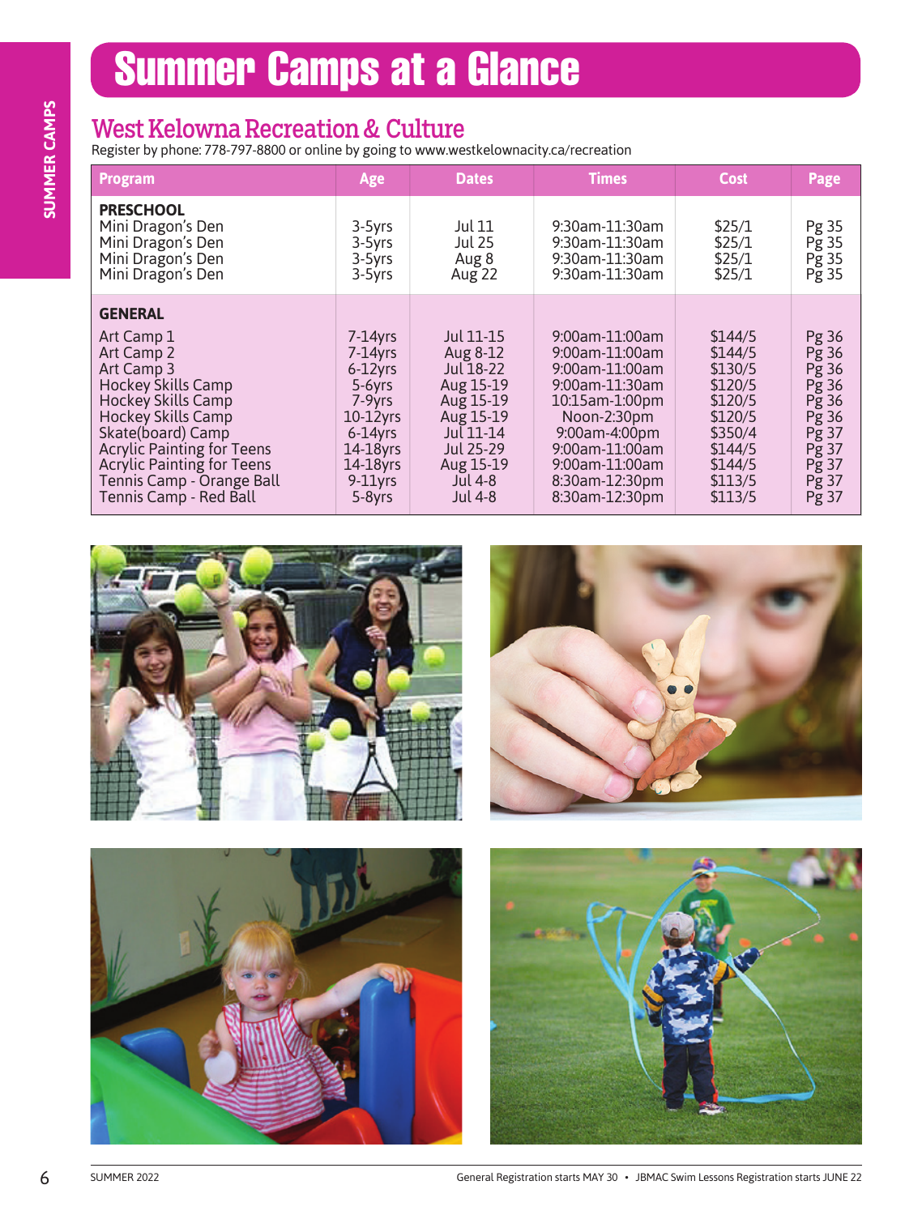# Summer Camps at a Glance

## West Kelowna Recreation & Culture

Register by phone: 778-797-8800 or online by going to www.westkelownacity.ca/recreation

| Program | Age | Dates | Times | Cost | Page |
|---|---|---|---|---|---|
| **PRESCHOOL** | | | | | |
| Mini Dragon's Den | 3-5yrs | Jul 11 | 9:30am-11:30am | $25/1 | Pg 35 |
| Mini Dragon's Den | 3-5yrs | Jul 25 | 9:30am-11:30am | $25/1 | Pg 35 |
| Mini Dragon's Den | 3-5yrs | Aug 8 | 9:30am-11:30am | $25/1 | Pg 35 |
| Mini Dragon's Den | 3-5yrs | Aug 22 | 9:30am-11:30am | $25/1 | Pg 35 |
| **GENERAL** | | | | | |
| Art Camp 1 | 7-14yrs | Jul 11-15 | 9:00am-11:00am | $144/5 | Pg 36 |
| Art Camp 2 | 7-14yrs | Aug 8-12 | 9:00am-11:00am | $144/5 | Pg 36 |
| Art Camp 3 | 6-12yrs | Jul 18-22 | 9:00am-11:00am | $130/5 | Pg 36 |
| Hockey Skills Camp | 5-6yrs | Aug 15-19 | 9:00am-11:30am | $120/5 | Pg 36 |
| Hockey Skills Camp | 7-9yrs | Aug 15-19 | 10:15am-1:00pm | $120/5 | Pg 36 |
| Hockey Skills Camp | 10-12yrs | Aug 15-19 | Noon-2:30pm | $120/5 | Pg 36 |
| Skate(board) Camp | 6-14yrs | Jul 11-14 | 9:00am-4:00pm | $350/4 | Pg 37 |
| Acrylic Painting for Teens | 14-18yrs | Jul 25-29 | 9:00am-11:00am | $144/5 | Pg 37 |
| Acrylic Painting for Teens | 14-18yrs | Aug 15-19 | 9:00am-11:00am | $144/5 | Pg 37 |
| Tennis Camp - Orange Ball | 9-11yrs | Jul 4-8 | 8:30am-12:30pm | $113/5 | Pg 37 |
| Tennis Camp - Red Ball | 5-8yrs | Jul 4-8 | 8:30am-12:30pm | $113/5 | Pg 37 |

General Registration starts MAY 30 • JBMAC Swim Lessons Registration starts JUNE 22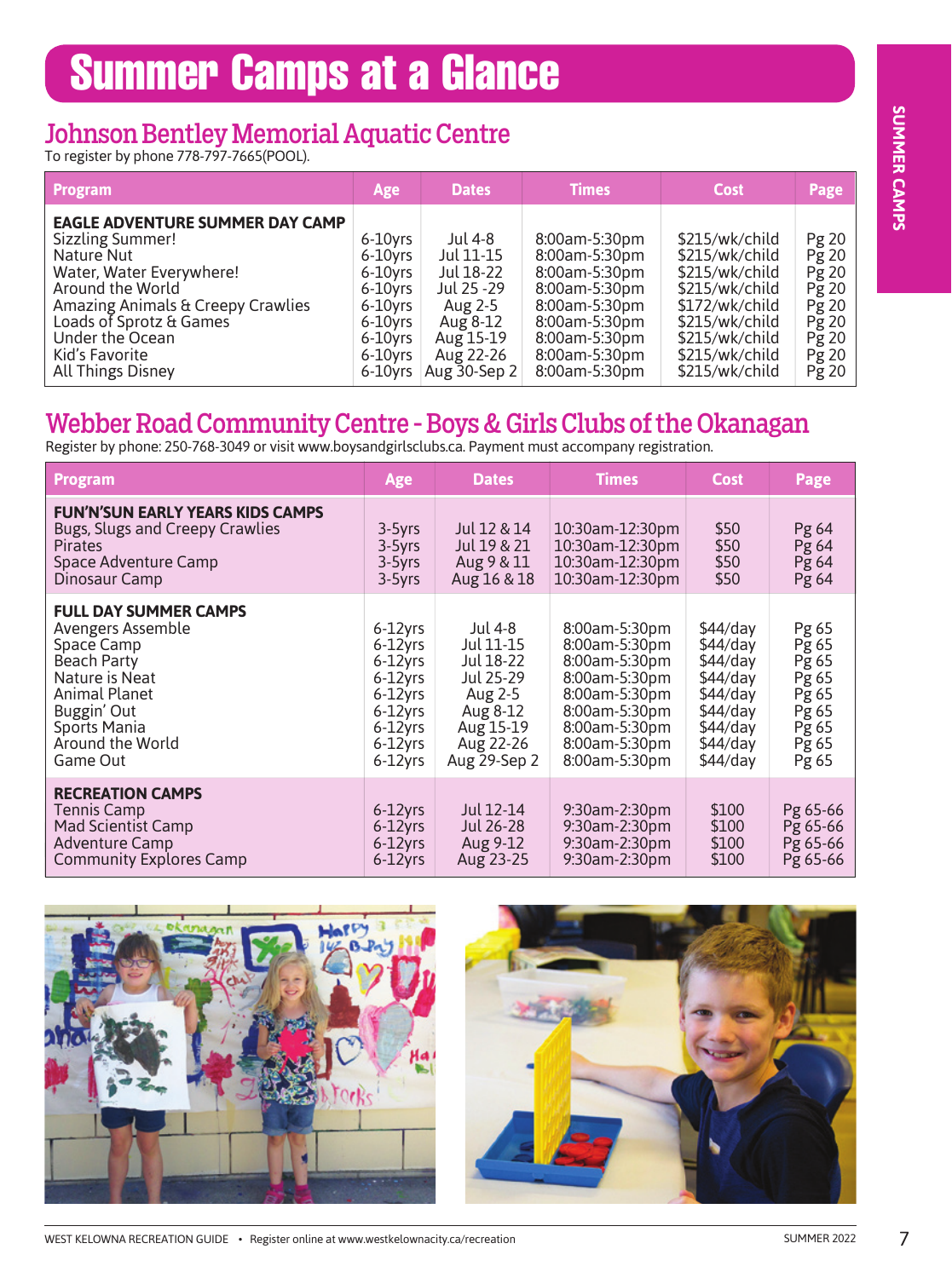# Summer Camps at a Glance

## Johnson Bentley Memorial Aquatic Centre

To register by phone 778-797-7665(POOL).

| Program | Age | Dates | Times | Cost | Page |
|---|---|---|---|---|---|
| **EAGLE ADVENTURE SUMMER DAY CAMP** | | | | | |
| Sizzling Summer! | 6-10yrs | Jul 4-8 | 8:00am-5:30pm | $215/wk/child | Pg 20 |
| Nature Nut | 6-10yrs | Jul 11-15 | 8:00am-5:30pm | $215/wk/child | Pg 20 |
| Water, Water Everywhere! | 6-10yrs | Jul 18-22 | 8:00am-5:30pm | $215/wk/child | Pg 20 |
| Around the World | 6-10yrs | Jul 25 -29 | 8:00am-5:30pm | $215/wk/child | Pg 20 |
| Amazing Animals & Creepy Crawlies | 6-10yrs | Aug 2-5 | 8:00am-5:30pm | $172/wk/child | Pg 20 |
| Loads of Sprotz & Games | 6-10yrs | Aug 8-12 | 8:00am-5:30pm | $215/wk/child | Pg 20 |
| Under the Ocean | 6-10yrs | Aug 15-19 | 8:00am-5:30pm | $215/wk/child | Pg 20 |
| Kid's Favorite | 6-10yrs | Aug 22-26 | 8:00am-5:30pm | $215/wk/child | Pg 20 |
| All Things Disney | 6-10yrs | Aug 30-Sep 2 | 8:00am-5:30pm | $215/wk/child | Pg 20 |

## Webber Road Community Centre - Boys & Girls Clubs of the Okanagan

Register by phone: 250-768-3049 or visit www.boysandgirlsclubs.ca. Payment must accompany registration.

| Program | Age | Dates | Times | Cost | Page |
|---|---|---|---|---|---|
| **FUN'N'SUN EARLY YEARS KIDS CAMPS** | | | | | |
| Bugs, Slugs and Creepy Crawlies | 3-5yrs | Jul 12 & 14 | 10:30am-12:30pm | $50 | Pg 64 |
| Pirates | 3-5yrs | Jul 19 & 21 | 10:30am-12:30pm | $50 | Pg 64 |
| Space Adventure Camp | 3-5yrs | Aug 9 & 11 | 10:30am-12:30pm | $50 | Pg 64 |
| Dinosaur Camp | 3-5yrs | Aug 16 & 18 | 10:30am-12:30pm | $50 | Pg 64 |
| **FULL DAY SUMMER CAMPS** | | | | | |
| Avengers Assemble | 6-12yrs | Jul 4-8 | 8:00am-5:30pm | $44/day | Pg 65 |
| Space Camp | 6-12yrs | Jul 11-15 | 8:00am-5:30pm | $44/day | Pg 65 |
| Beach Party | 6-12yrs | Jul 18-22 | 8:00am-5:30pm | $44/day | Pg 65 |
| Nature is Neat | 6-12yrs | Jul 25-29 | 8:00am-5:30pm | $44/day | Pg 65 |
| Animal Planet | 6-12yrs | Aug 2-5 | 8:00am-5:30pm | $44/day | Pg 65 |
| Buggin' Out | 6-12yrs | Aug 8-12 | 8:00am-5:30pm | $44/day | Pg 65 |
| Sports Mania | 6-12yrs | Aug 15-19 | 8:00am-5:30pm | $44/day | Pg 65 |
| Around the World | 6-12yrs | Aug 22-26 | 8:00am-5:30pm | $44/day | Pg 65 |
| Game Out | 6-12yrs | Aug 29-Sep 2 | 8:00am-5:30pm | $44/day | Pg 65 |
| **RECREATION CAMPS** | | | | | |
| Tennis Camp | 6-12yrs | Jul 12-14 | 9:30am-2:30pm | $100 | Pg 65-66 |
| Mad Scientist Camp | 6-12yrs | Jul 26-28 | 9:30am-2:30pm | $100 | Pg 65-66 |
| Adventure Camp | 6-12yrs | Aug 9-12 | 9:30am-2:30pm | $100 | Pg 65-66 |
| Community Explores Camp | 6-12yrs | Aug 23-25 | 9:30am-2:30pm | $100 | Pg 65-66 |